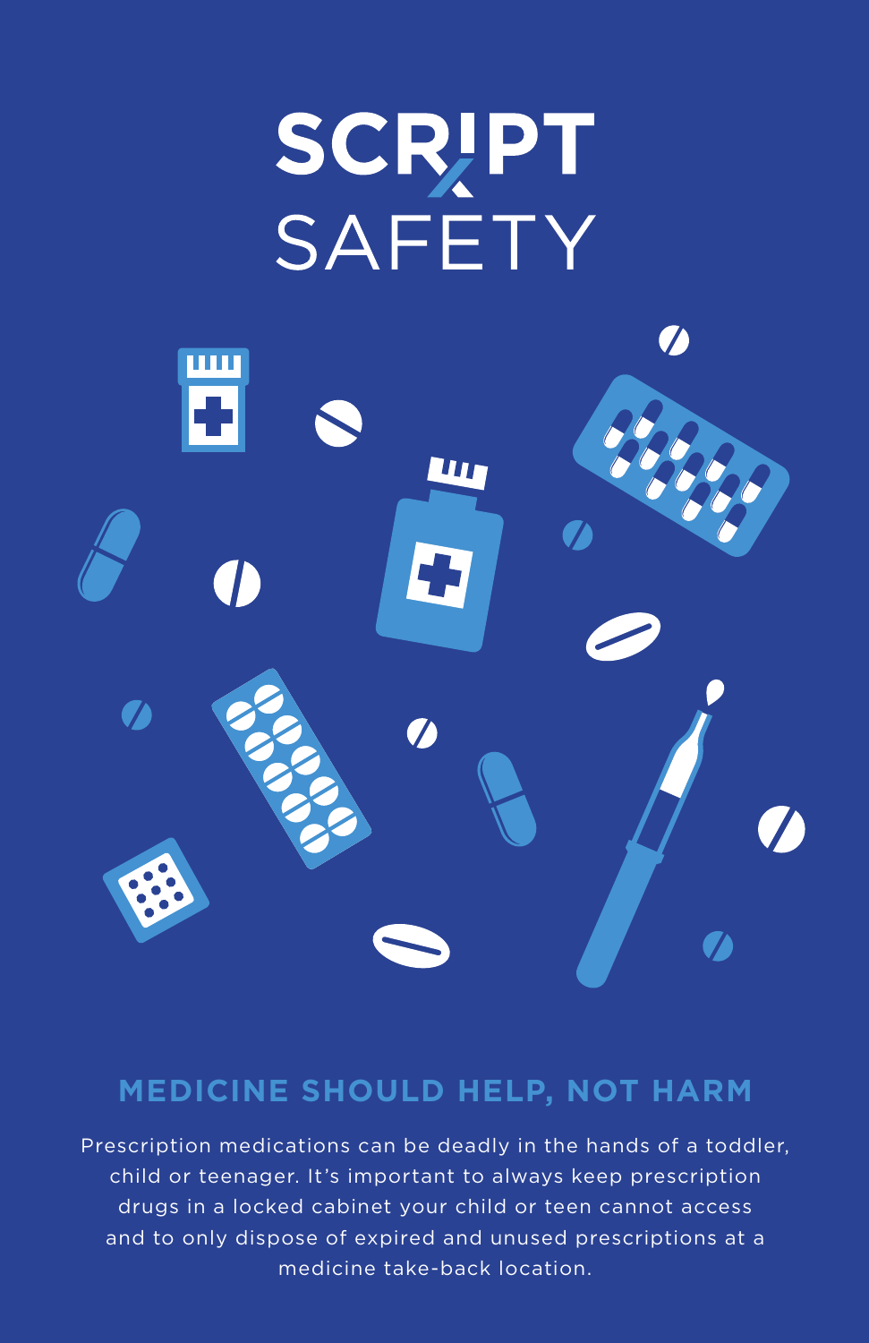# SCRIPT SAFETY

## MEDICINE SHOULD HELP, NOT HARM

Prescription medications can be deadly in the hands of a toddler, child or teenager. It's important to always keep prescription drugs in a locked cabinet your child or teen cannot access and to only dispose of expired and unused prescriptions at a medicine take-back location.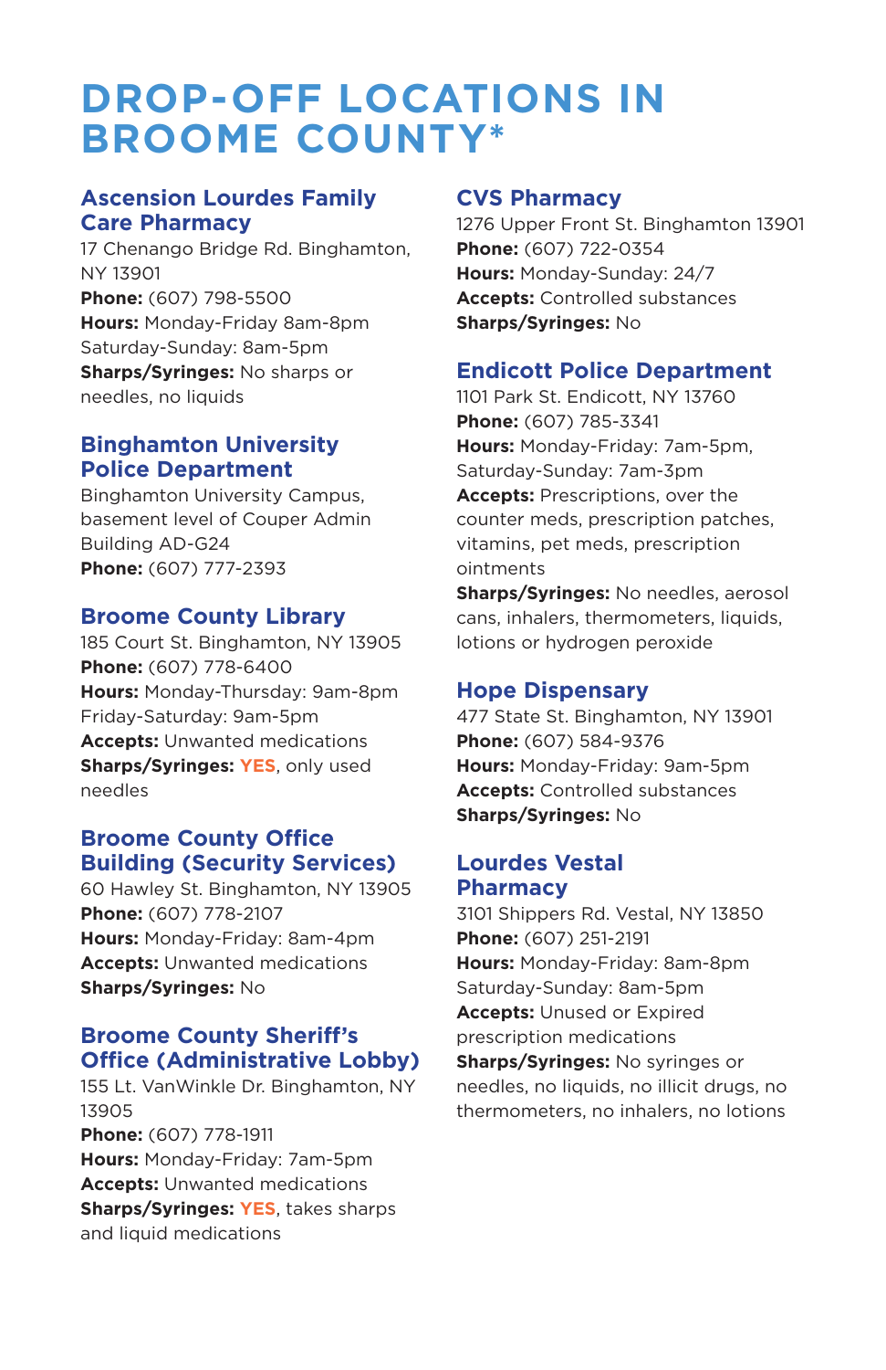# DROP-OFF LOCATIONS IN BROOME COUNTY*

### Ascension Lourdes Family Care Pharmacy

17 Chenango Bridge Rd. Binghamton, NY 13901
**Phone:** (607) 798-5500
**Hours:** Monday-Friday 8am-8pm
Saturday-Sunday: 8am-5pm
**Sharps/Syringes:** No sharps or needles, no liquids

### Binghamton University Police Department

Binghamton University Campus, basement level of Couper Admin Building AD-G24
**Phone:** (607) 777-2393

### Broome County Library

185 Court St. Binghamton, NY 13905
**Phone:** (607) 778-6400
**Hours:** Monday-Thursday: 9am-8pm
Friday-Saturday: 9am-5pm
**Accepts:** Unwanted medications
**Sharps/Syringes:** **YES**, only used needles

### Broome County Office Building (Security Services)

60 Hawley St. Binghamton, NY 13905
**Phone:** (607) 778-2107
**Hours:** Monday-Friday: 8am-4pm
**Accepts:** Unwanted medications
**Sharps/Syringes:** No

### Broome County Sheriff's Office (Administrative Lobby)

155 Lt. VanWinkle Dr. Binghamton, NY 13905
**Phone:** (607) 778-1911
**Hours:** Monday-Friday: 7am-5pm
**Accepts:** Unwanted medications
**Sharps/Syringes:** **YES**, takes sharps and liquid medications

### CVS Pharmacy

1276 Upper Front St. Binghamton 13901
**Phone:** (607) 722-0354
**Hours:** Monday-Sunday: 24/7
**Accepts:** Controlled substances
**Sharps/Syringes:** No

### Endicott Police Department

1101 Park St. Endicott, NY 13760
**Phone:** (607) 785-3341
**Hours:** Monday-Friday: 7am-5pm, Saturday-Sunday: 7am-3pm
**Accepts:** Prescriptions, over the counter meds, prescription patches, vitamins, pet meds, prescription ointments
**Sharps/Syringes:** No needles, aerosol cans, inhalers, thermometers, liquids, lotions or hydrogen peroxide

### Hope Dispensary

477 State St. Binghamton, NY 13901
**Phone:** (607) 584-9376
**Hours:** Monday-Friday: 9am-5pm
**Accepts:** Controlled substances
**Sharps/Syringes:** No

### Lourdes Vestal Pharmacy

3101 Shippers Rd. Vestal, NY 13850
**Phone:** (607) 251-2191
**Hours:** Monday-Friday: 8am-8pm
Saturday-Sunday: 8am-5pm
**Accepts:** Unused or Expired prescription medications
**Sharps/Syringes:** No syringes or needles, no liquids, no illicit drugs, no thermometers, no inhalers, no lotions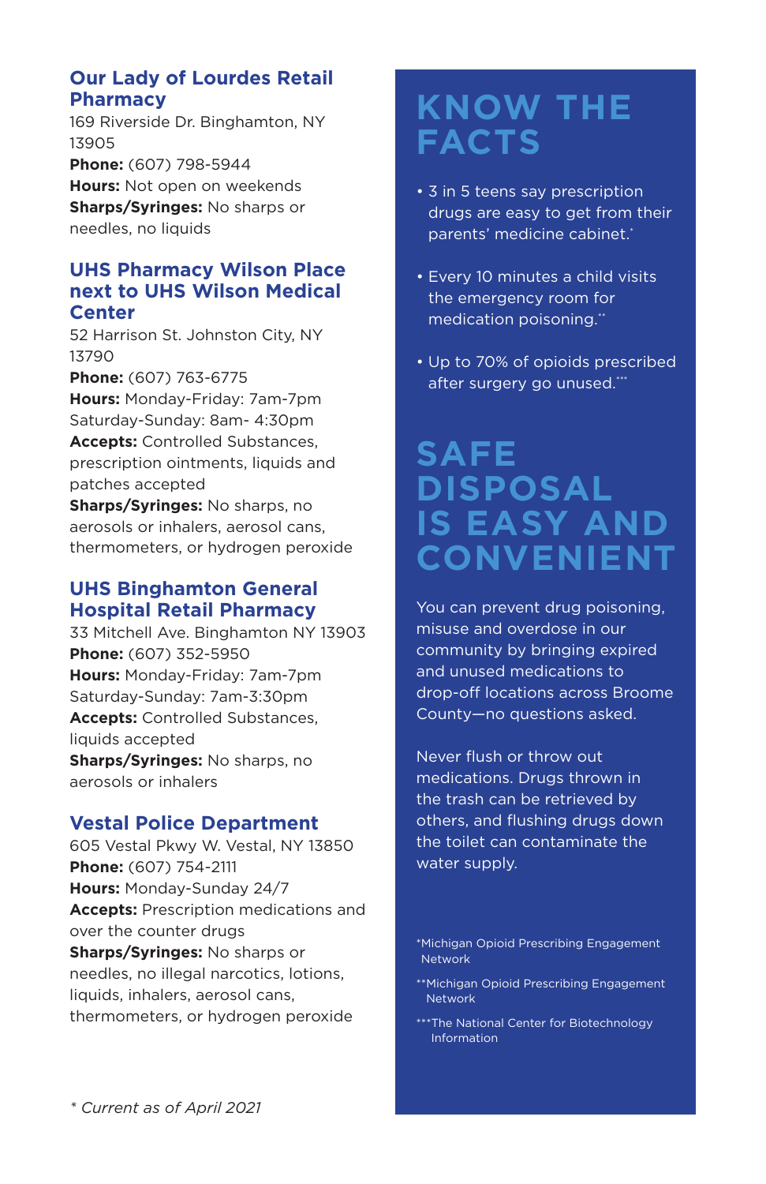### Our Lady of Lourdes Retail Pharmacy

169 Riverside Dr. Binghamton, NY 13905
**Phone:** (607) 798-5944
**Hours:** Not open on weekends
**Sharps/Syringes:** No sharps or needles, no liquids

### UHS Pharmacy Wilson Place next to UHS Wilson Medical Center

52 Harrison St. Johnston City, NY 13790
**Phone:** (607) 763-6775
**Hours:** Monday-Friday: 7am-7pm
Saturday-Sunday: 8am- 4:30pm
**Accepts:** Controlled Substances, prescription ointments, liquids and patches accepted
**Sharps/Syringes:** No sharps, no aerosols or inhalers, aerosol cans, thermometers, or hydrogen peroxide

### UHS Binghamton General Hospital Retail Pharmacy

33 Mitchell Ave. Binghamton NY 13903
**Phone:** (607) 352-5950
**Hours:** Monday-Friday: 7am-7pm
Saturday-Sunday: 7am-3:30pm
**Accepts:** Controlled Substances, liquids accepted
**Sharps/Syringes:** No sharps, no aerosols or inhalers

### Vestal Police Department

605 Vestal Pkwy W. Vestal, NY 13850
**Phone:** (607) 754-2111
**Hours:** Monday-Sunday 24/7
**Accepts:** Prescription medications and over the counter drugs
**Sharps/Syringes:** No sharps or needles, no illegal narcotics, lotions, liquids, inhalers, aerosol cans, thermometers, or hydrogen peroxide

*\* Current as of April 2021*

# KNOW THE FACTS

- 3 in 5 teens say prescription drugs are easy to get from their parents' medicine cabinet.*
- Every 10 minutes a child visits the emergency room for medication poisoning.**
- Up to 70% of opioids prescribed after surgery go unused.***

# SAFE DISPOSAL IS EASY AND CONVENIENT

You can prevent drug poisoning, misuse and overdose in our community by bringing expired and unused medications to drop-off locations across Broome County—no questions asked.

Never flush or throw out medications. Drugs thrown in the trash can be retrieved by others, and flushing drugs down the toilet can contaminate the water supply.

*Michigan Opioid Prescribing Engagement Network

**Michigan Opioid Prescribing Engagement Network

***The National Center for Biotechnology Information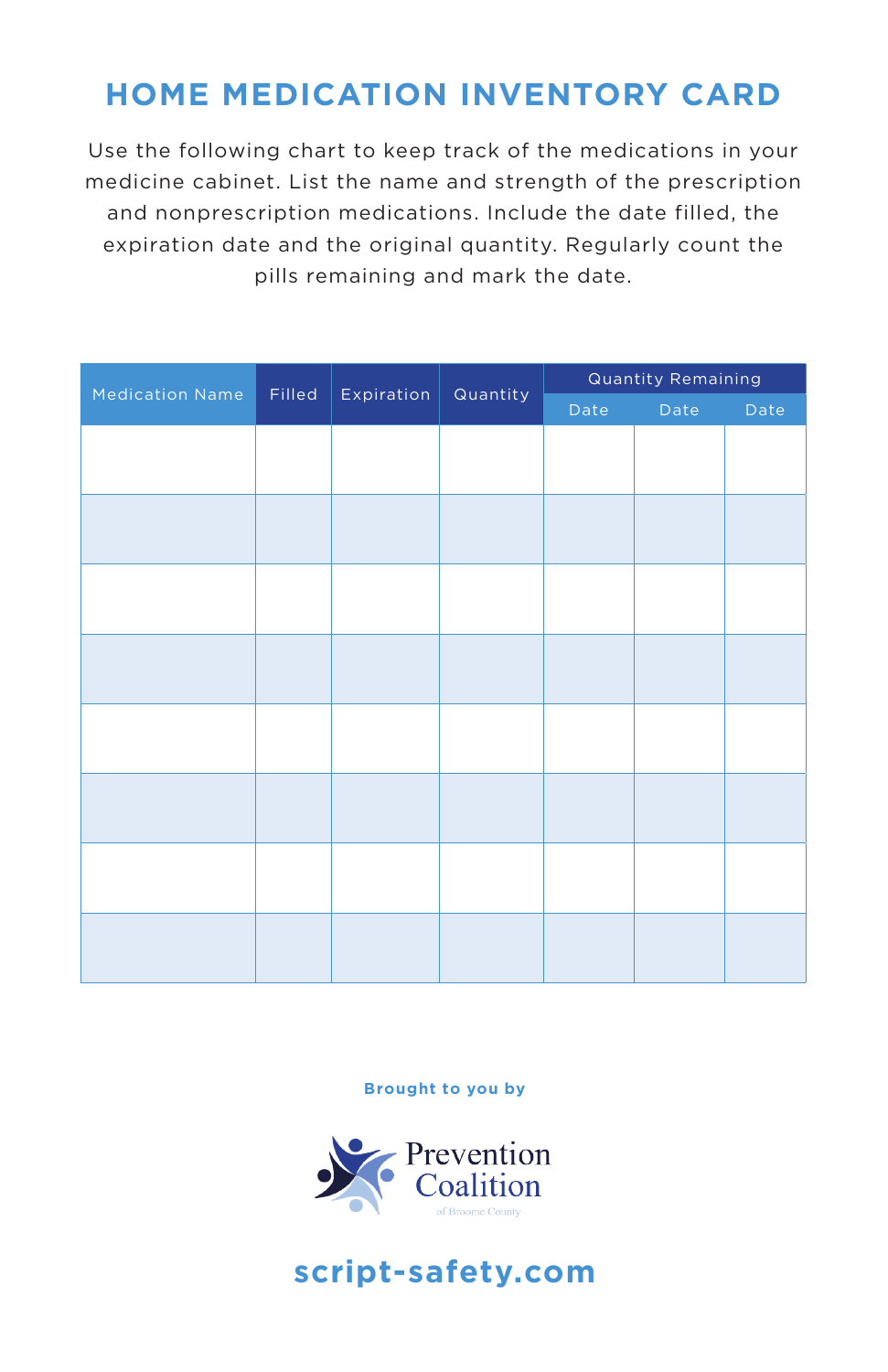# HOME MEDICATION INVENTORY CARD

Use the following chart to keep track of the medications in your medicine cabinet. List the name and strength of the prescription and nonprescription medications. Include the date filled, the expiration date and the original quantity. Regularly count the pills remaining and mark the date.

| Medication Name | Filled | Expiration | Quantity | Quantity Remaining | | |
|---|---|---|---|---|---|---|
| | | | | Date | Date | Date |
| | | | | | | |
| | | | | | | |
| | | | | | | |
| | | | | | | |
| | | | | | | |
| | | | | | | |
| | | | | | | |
| | | | | | | |

**Brought to you by**

Prevention Coalition
of Broome County

**script-safety.com**